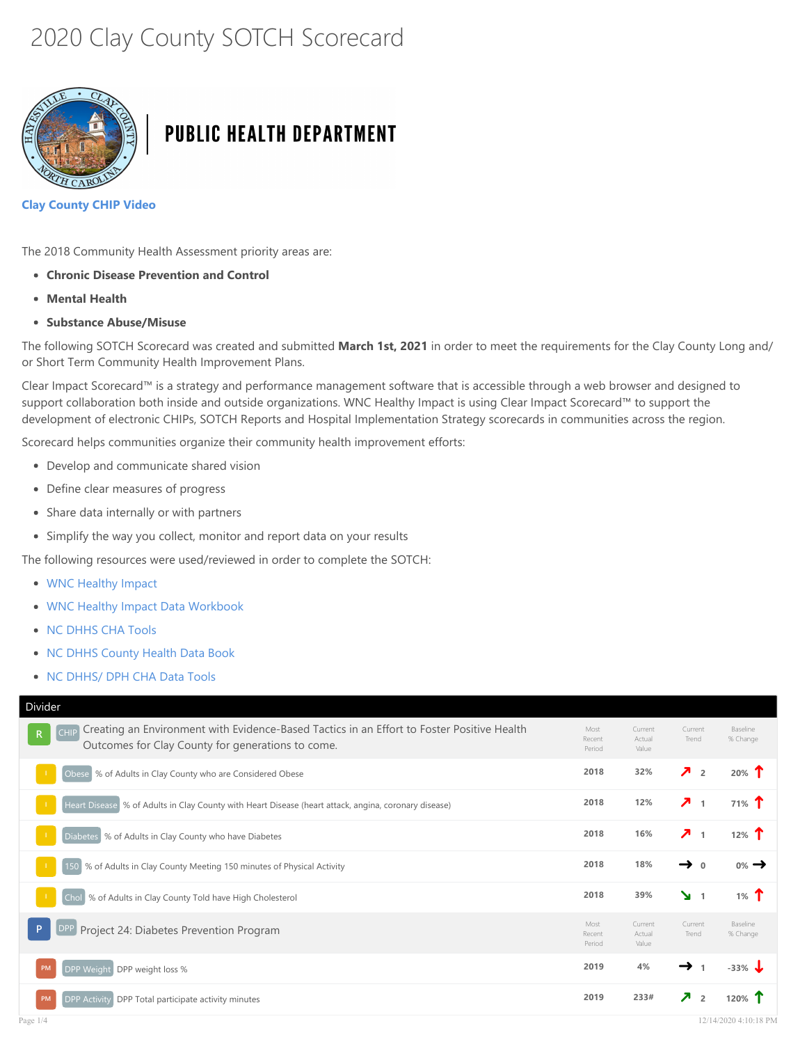# 2020 Clay County SOTCH Scorecard

PUBLIC HEALTH DEPARTMENT

**Clay County CHIP Video**

The 2018 Community Health Assessment priority areas are:

- **Chronic Disease Prevention and Control**
- **Mental Health**
- **Substance Abuse/Misuse**

The following SOTCH Scorecard was created and submitted **March 1st, 2021** in order to meet the requirements for the Clay County Long and/ or Short Term Community Health Improvement Plans.

Clear Impact Scorecard™ is a strategy and performance management software that is accessible through a web browser and designed to support collaboration both inside and outside organizations. WNC Healthy Impact is using Clear Impact Scorecard™ to support the development of electronic CHIPs, SOTCH Reports and Hospital Implementation Strategy scorecards in communities across the region.

Scorecard helps communities organize their community health improvement efforts:

- Develop and communicate shared vision
- Define clear measures of progress
- Share data internally or with partners
- Simplify the way you collect, monitor and report data on your results

The following resources were used/reviewed in order to complete the SOTCH:

- WNC Healthy Impact
- WNC Healthy Impact Data Workbook
- NC DHHS CHA Tools
- NC DHHS County Health Data Book
- NC DHHS/ DPH CHA Data Tools

**Divider**

| | | Most Recent Period | Current Actual Value | Current Trend | Baseline % Change |
|---|---|---|---|---|---|
| R | CHIP Creating an Environment with Evidence-Based Tactics in an Effort to Foster Positive Health Outcomes for Clay County for generations to come. | | | | |
| I | Obese % of Adults in Clay County who are Considered Obese | 2018 | 32% | ↗ 2 | 20% ↑ |
| I | Heart Disease % of Adults in Clay County with Heart Disease (heart attack, angina, coronary disease) | 2018 | 12% | ↗ 1 | 71% ↑ |
| I | Diabetes % of Adults in Clay County who have Diabetes | 2018 | 16% | ↗ 1 | 12% ↑ |
| I | 150 % of Adults in Clay County Meeting 150 minutes of Physical Activity | 2018 | 18% | → 0 | 0% → |
| I | Chol % of Adults in Clay County Told have High Cholesterol | 2018 | 39% | ↘ 1 | 1% ↑ |

| | | Most Recent Period | Current Actual Value | Current Trend | Baseline % Change |
|---|---|---|---|---|---|
| P | DPP Project 24: Diabetes Prevention Program | | | | |
| PM | DPP Weight DPP weight loss % | 2019 | 4% | → 1 | -33% ↓ |
| PM | DPP Activity DPP Total participate activity minutes | 2019 | 233# | ↗ 2 | 120% ↑ |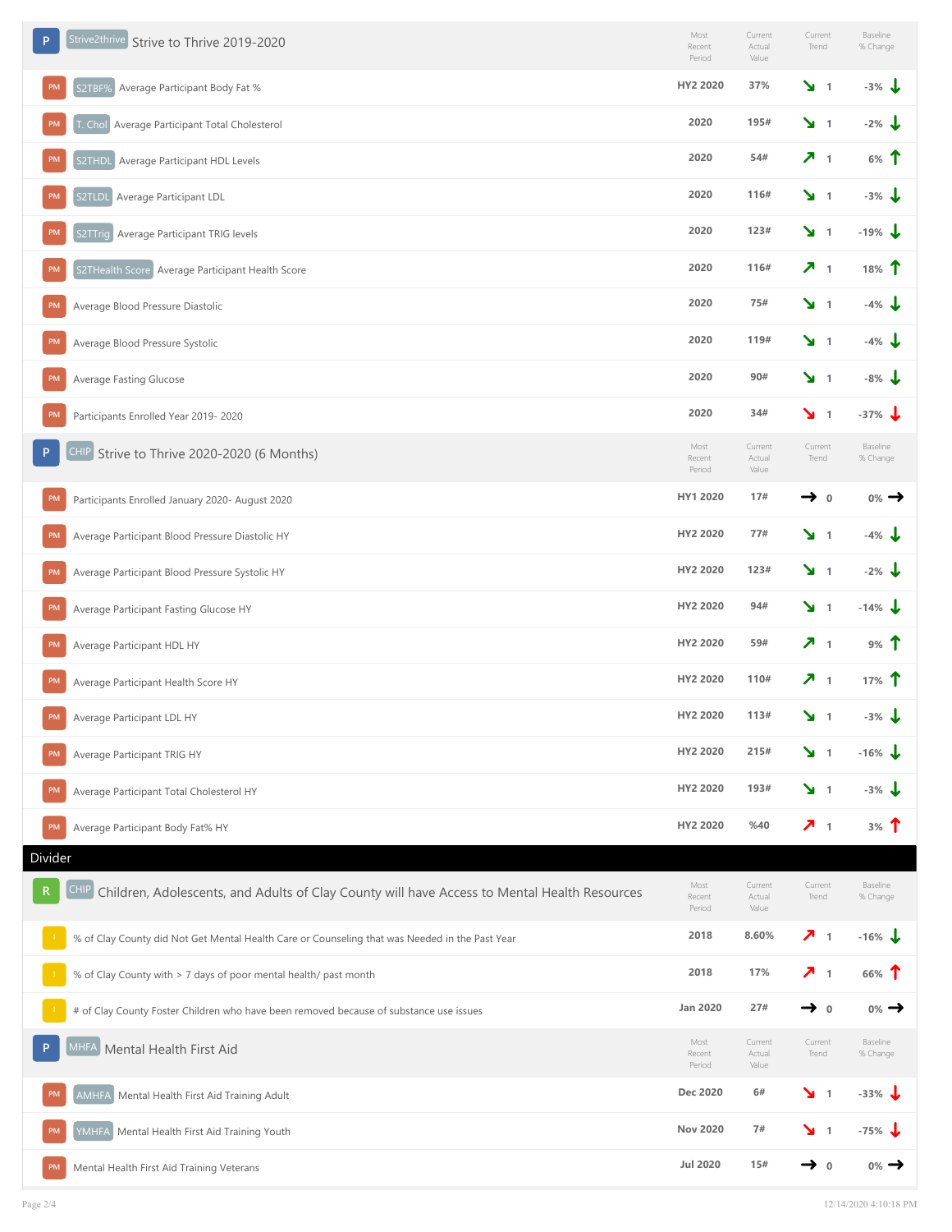## P Strive2thrive Strive to Thrive 2019-2020

| | Measure | Most Recent Period | Current Actual Value | Current Trend | Baseline % Change |
|---|---|---|---|---|---|
| PM | S2TBF% Average Participant Body Fat % | HY2 2020 | 37% | ↘ 1 | -3% ↓ |
| PM | T. Chol Average Participant Total Cholesterol | 2020 | 195# | ↘ 1 | -2% ↓ |
| PM | S2THDL Average Participant HDL Levels | 2020 | 54# | ↗ 1 | 6% ↑ |
| PM | S2TLDL Average Participant LDL | 2020 | 116# | ↘ 1 | -3% ↓ |
| PM | S2TTrig Average Participant TRIG levels | 2020 | 123# | ↘ 1 | -19% ↓ |
| PM | S2THealth Score Average Participant Health Score | 2020 | 116# | ↗ 1 | 18% ↑ |
| PM | Average Blood Pressure Diastolic | 2020 | 75# | ↘ 1 | -4% ↓ |
| PM | Average Blood Pressure Systolic | 2020 | 119# | ↘ 1 | -4% ↓ |
| PM | Average Fasting Glucose | 2020 | 90# | ↘ 1 | -8% ↓ |
| PM | Participants Enrolled Year 2019- 2020 | 2020 | 34# | ↘ 1 | -37% ↓ |

## P CHIP Strive to Thrive 2020-2020 (6 Months)

| | Measure | Most Recent Period | Current Actual Value | Current Trend | Baseline % Change |
|---|---|---|---|---|---|
| PM | Participants Enrolled January 2020- August 2020 | HY1 2020 | 17# | → 0 | 0% → |
| PM | Average Participant Blood Pressure Diastolic HY | HY2 2020 | 77# | ↘ 1 | -4% ↓ |
| PM | Average Participant Blood Pressure Systolic HY | HY2 2020 | 123# | ↘ 1 | -2% ↓ |
| PM | Average Participant Fasting Glucose HY | HY2 2020 | 94# | ↘ 1 | -14% ↓ |
| PM | Average Participant HDL HY | HY2 2020 | 59# | ↗ 1 | 9% ↑ |
| PM | Average Participant Health Score HY | HY2 2020 | 110# | ↗ 1 | 17% ↑ |
| PM | Average Participant LDL HY | HY2 2020 | 113# | ↘ 1 | -3% ↓ |
| PM | Average Participant TRIG HY | HY2 2020 | 215# | ↘ 1 | -16% ↓ |
| PM | Average Participant Total Cholesterol HY | HY2 2020 | 193# | ↘ 1 | -3% ↓ |
| PM | Average Participant Body Fat% HY | HY2 2020 | %40 | ↗ 1 | 3% ↑ |

Divider

## R CHIP Children, Adolescents, and Adults of Clay County will have Access to Mental Health Resources

| | Measure | Most Recent Period | Current Actual Value | Current Trend | Baseline % Change |
|---|---|---|---|---|---|
| I | % of Clay County did Not Get Mental Health Care or Counseling that was Needed in the Past Year | 2018 | 8.60% | ↗ 1 | -16% ↓ |
| I | % of Clay County with > 7 days of poor mental health/ past month | 2018 | 17% | ↗ 1 | 66% ↑ |
| I | # of Clay County Foster Children who have been removed because of substance use issues | Jan 2020 | 27# | → 0 | 0% → |

## P MHFA Mental Health First Aid

| | Measure | Most Recent Period | Current Actual Value | Current Trend | Baseline % Change |
|---|---|---|---|---|---|
| PM | AMHFA Mental Health First Aid Training Adult | Dec 2020 | 6# | ↘ 1 | -33% ↓ |
| PM | YMHFA Mental Health First Aid Training Youth | Nov 2020 | 7# | ↘ 1 | -75% ↓ |
| PM | Mental Health First Aid Training Veterans | Jul 2020 | 15# | → 0 | 0% → |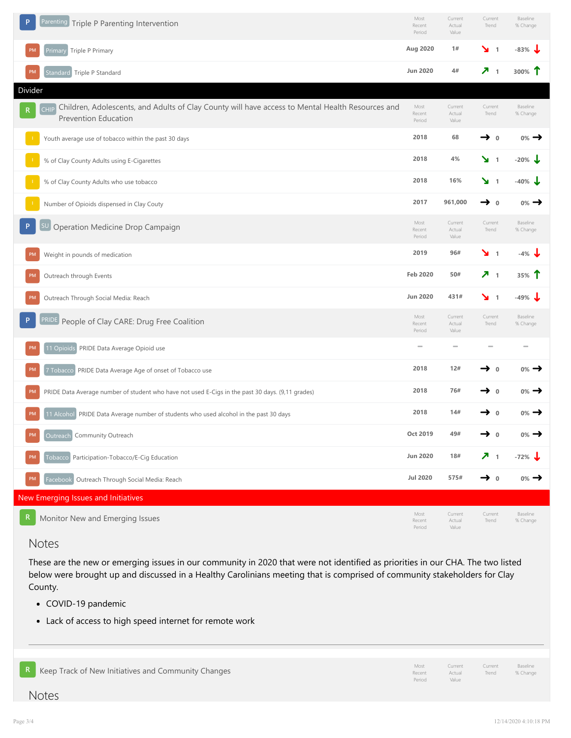| | Triple P Parenting Intervention | Most Recent Period | Current Actual Value | Current Trend | Baseline % Change |
|---|---|---|---|---|---|
| P | Parenting Triple P Parenting Intervention | | | | |
| PM | Primary Triple P Primary | Aug 2020 | 1# | ↘ 1 | -83% ↓ |
| PM | Standard Triple P Standard | Jun 2020 | 4# | ↗ 1 | 300% ↑ |

## Divider

| | | Most Recent Period | Current Actual Value | Current Trend | Baseline % Change |
|---|---|---|---|---|---|
| R | CHIP Children, Adolescents, and Adults of Clay County will have access to Mental Health Resources and Prevention Education | | | | |
| I | Youth average use of tobacco within the past 30 days | 2018 | 68 | → 0 | 0% → |
| I | % of Clay County Adults using E-Cigarettes | 2018 | 4% | ↘ 1 | -20% ↓ |
| I | % of Clay County Adults who use tobacco | 2018 | 16% | ↘ 1 | -40% ↓ |
| I | Number of Opioids dispensed in Clay Couty | 2017 | 961,000 | → 0 | 0% → |
| P | SU Operation Medicine Drop Campaign | | | | |
| PM | Weight in pounds of medication | 2019 | 96# | ↘ 1 | -4% ↓ |
| PM | Outreach through Events | Feb 2020 | 50# | ↗ 1 | 35% ↑ |
| PM | Outreach Through Social Media: Reach | Jun 2020 | 431# | ↘ 1 | -49% ↓ |
| P | PRIDE People of Clay CARE: Drug Free Coalition | | | | |
| PM | 11 Opioids PRIDE Data Average Opioid use | — | — | — | — |
| PM | 7 Tobacco PRIDE Data Average Age of onset of Tobacco use | 2018 | 12# | → 0 | 0% → |
| PM | PRIDE Data Average number of student who have not used E-Cigs in the past 30 days. (9,11 grades) | 2018 | 76# | → 0 | 0% → |
| PM | 11 Alcohol PRIDE Data Average number of students who used alcohol in the past 30 days | 2018 | 14# | → 0 | 0% → |
| PM | Outreach Community Outreach | Oct 2019 | 49# | → 0 | 0% → |
| PM | Tobacco Participation-Tobacco/E-Cig Education | Jun 2020 | 18# | ↗ 1 | -72% ↓ |
| PM | Facebook Outreach Through Social Media: Reach | Jul 2020 | 575# | → 0 | 0% → |

## New Emerging Issues and Initiatives

| | | Most Recent Period | Current Actual Value | Current Trend | Baseline % Change |
|---|---|---|---|---|---|
| R | Monitor New and Emerging Issues | | | | |

### Notes

These are the new or emerging issues in our community in 2020 that were not identified as priorities in our CHA. The two listed below were brought up and discussed in a Healthy Carolinians meeting that is comprised of community stakeholders for Clay County.

- COVID-19 pandemic
- Lack of access to high speed internet for remote work

---

| | | Most Recent Period | Current Actual Value | Current Trend | Baseline % Change |
|---|---|---|---|---|---|
| R | Keep Track of New Initiatives and Community Changes | | | | |

### Notes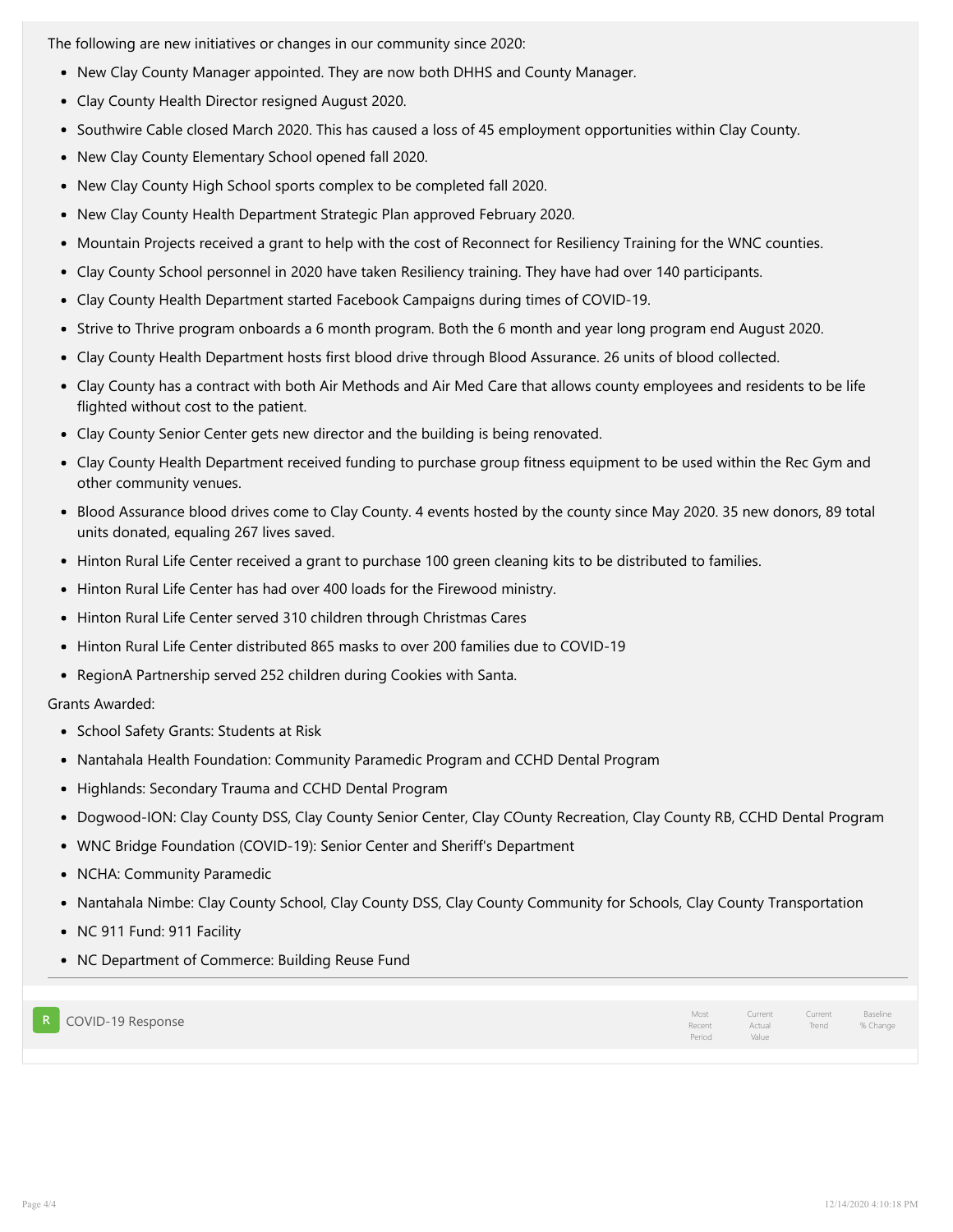The following are new initiatives or changes in our community since 2020:

- New Clay County Manager appointed. They are now both DHHS and County Manager.
- Clay County Health Director resigned August 2020.
- Southwire Cable closed March 2020. This has caused a loss of 45 employment opportunities within Clay County.
- New Clay County Elementary School opened fall 2020.
- New Clay County High School sports complex to be completed fall 2020.
- New Clay County Health Department Strategic Plan approved February 2020.
- Mountain Projects received a grant to help with the cost of Reconnect for Resiliency Training for the WNC counties.
- Clay County School personnel in 2020 have taken Resiliency training. They have had over 140 participants.
- Clay County Health Department started Facebook Campaigns during times of COVID-19.
- Strive to Thrive program onboards a 6 month program. Both the 6 month and year long program end August 2020.
- Clay County Health Department hosts first blood drive through Blood Assurance. 26 units of blood collected.
- Clay County has a contract with both Air Methods and Air Med Care that allows county employees and residents to be life flighted without cost to the patient.
- Clay County Senior Center gets new director and the building is being renovated.
- Clay County Health Department received funding to purchase group fitness equipment to be used within the Rec Gym and other community venues.
- Blood Assurance blood drives come to Clay County. 4 events hosted by the county since May 2020. 35 new donors, 89 total units donated, equaling 267 lives saved.
- Hinton Rural Life Center received a grant to purchase 100 green cleaning kits to be distributed to families.
- Hinton Rural Life Center has had over 400 loads for the Firewood ministry.
- Hinton Rural Life Center served 310 children through Christmas Cares
- Hinton Rural Life Center distributed 865 masks to over 200 families due to COVID-19
- RegionA Partnership served 252 children during Cookies with Santa.

Grants Awarded:

- School Safety Grants: Students at Risk
- Nantahala Health Foundation: Community Paramedic Program and CCHD Dental Program
- Highlands: Secondary Trauma and CCHD Dental Program
- Dogwood-ION: Clay County DSS, Clay County Senior Center, Clay COunty Recreation, Clay County RB, CCHD Dental Program
- WNC Bridge Foundation (COVID-19): Senior Center and Sheriff's Department
- NCHA: Community Paramedic
- Nantahala Nimbe: Clay County School, Clay County DSS, Clay County Community for Schools, Clay County Transportation
- NC 911 Fund: 911 Facility
- NC Department of Commerce: Building Reuse Fund

| | Most Recent Period | Current Actual Value | Current Trend | Baseline % Change |
|---|---|---|---|---|
| R COVID-19 Response | | | | |